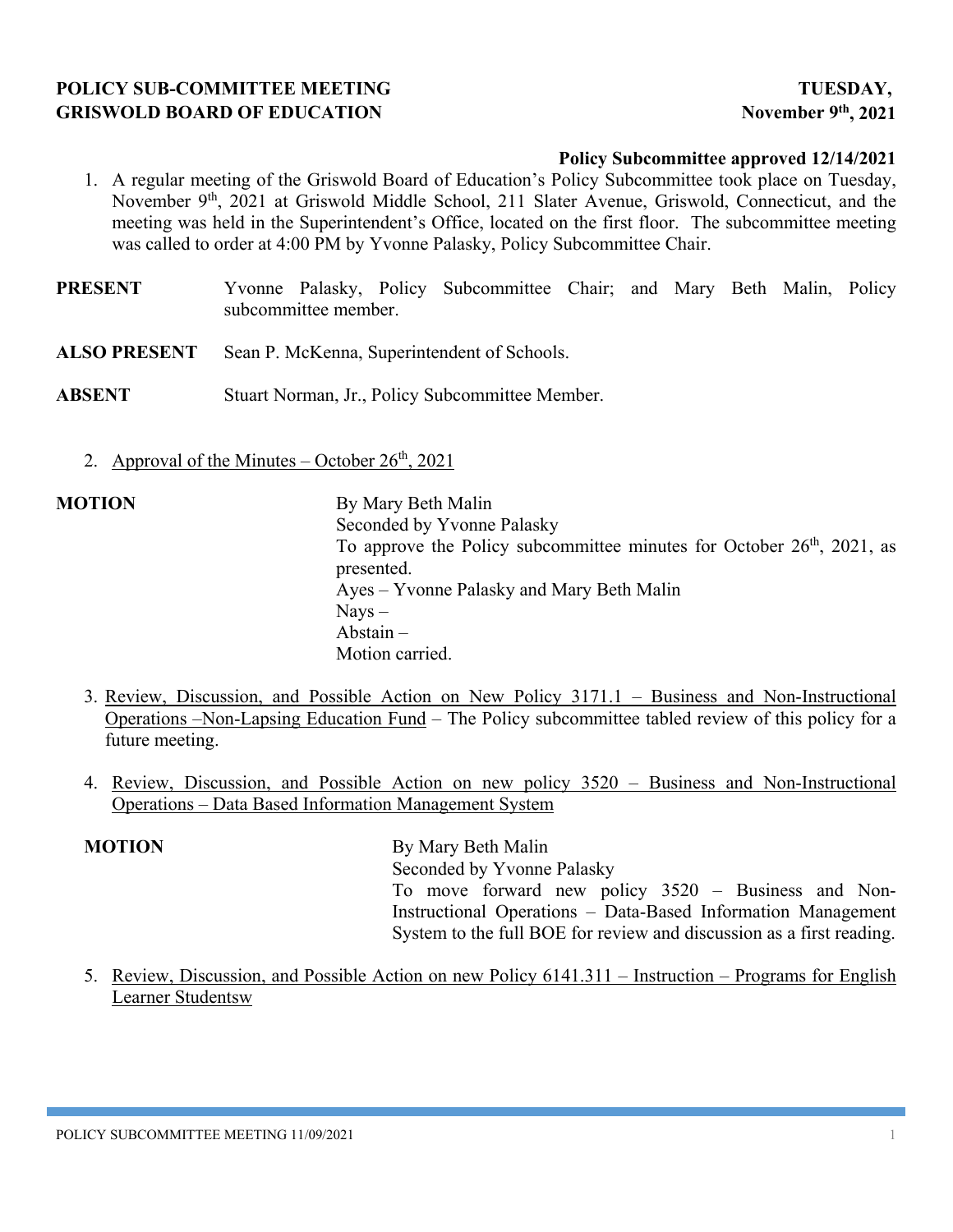**POLICY SUB-COMMITTEE MEETING** **TUESDAY,**
**GRISWOLD BOARD OF EDUCATION** **November 9th, 2021**

**Policy Subcommittee approved 12/14/2021**

1. A regular meeting of the Griswold Board of Education's Policy Subcommittee took place on Tuesday, November 9th, 2021 at Griswold Middle School, 211 Slater Avenue, Griswold, Connecticut, and the meeting was held in the Superintendent's Office, located on the first floor. The subcommittee meeting was called to order at 4:00 PM by Yvonne Palasky, Policy Subcommittee Chair.

**PRESENT** Yvonne Palasky, Policy Subcommittee Chair; and Mary Beth Malin, Policy subcommittee member.

**ALSO PRESENT** Sean P. McKenna, Superintendent of Schools.

**ABSENT** Stuart Norman, Jr., Policy Subcommittee Member.

2. Approval of the Minutes – October 26th, 2021

**MOTION**
By Mary Beth Malin
Seconded by Yvonne Palasky
To approve the Policy subcommittee minutes for October 26th, 2021, as presented.
Ayes – Yvonne Palasky and Mary Beth Malin
Nays –
Abstain –
Motion carried.

3. Review, Discussion, and Possible Action on New Policy 3171.1 – Business and Non-Instructional Operations –Non-Lapsing Education Fund – The Policy subcommittee tabled review of this policy for a future meeting.

4. Review, Discussion, and Possible Action on new policy 3520 – Business and Non-Instructional Operations – Data Based Information Management System

**MOTION**
By Mary Beth Malin
Seconded by Yvonne Palasky
To move forward new policy 3520 – Business and Non-Instructional Operations – Data-Based Information Management System to the full BOE for review and discussion as a first reading.

5. Review, Discussion, and Possible Action on new Policy 6141.311 – Instruction – Programs for English Learner Studentsw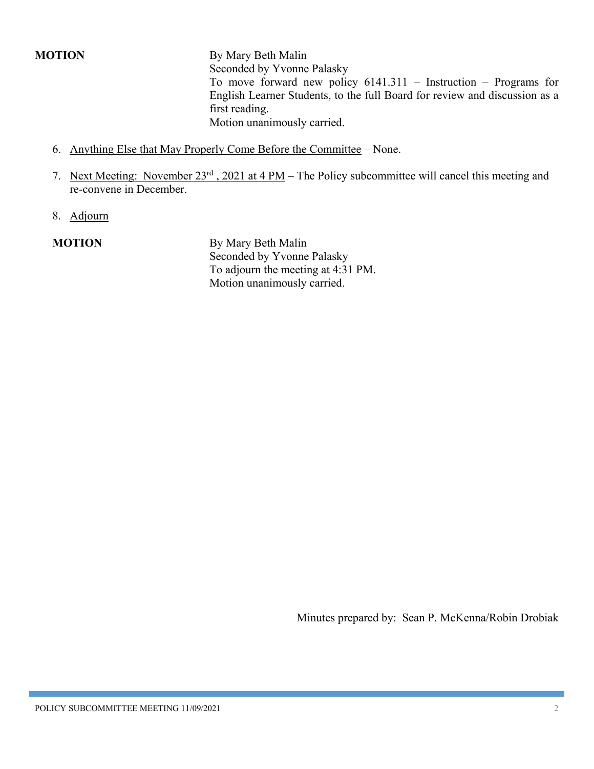**MOTION**

By Mary Beth Malin
Seconded by Yvonne Palasky
To move forward new policy 6141.311 – Instruction – Programs for English Learner Students, to the full Board for review and discussion as a first reading.
Motion unanimously carried.

6. Anything Else that May Properly Come Before the Committee – None.

7. Next Meeting: November 23rd , 2021 at 4 PM – The Policy subcommittee will cancel this meeting and re-convene in December.

8. Adjourn

**MOTION**

By Mary Beth Malin
Seconded by Yvonne Palasky
To adjourn the meeting at 4:31 PM.
Motion unanimously carried.

Minutes prepared by: Sean P. McKenna/Robin Drobiak